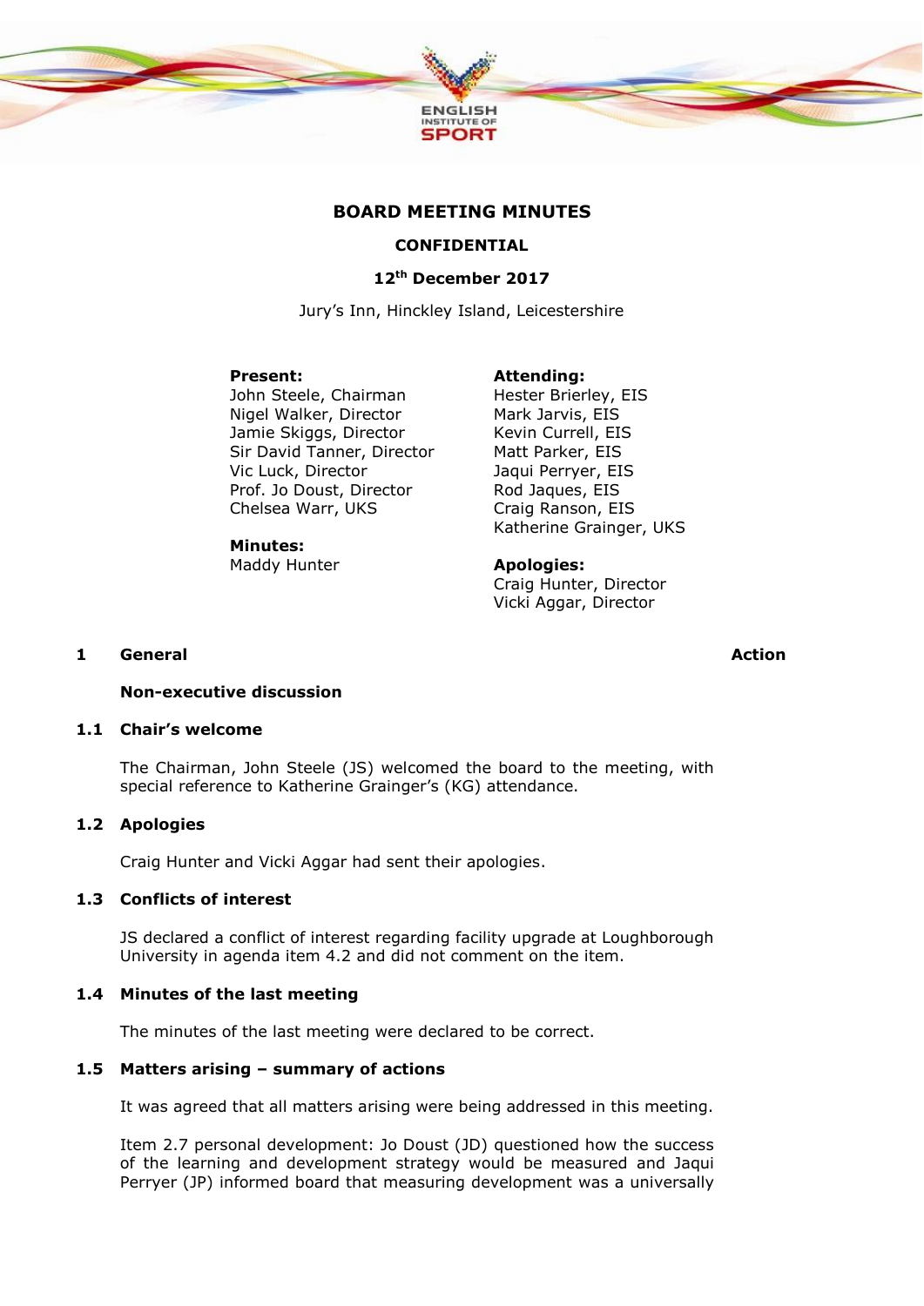# BOARD MEETING MINUTES

**CONFIDENTIAL**

**12th December 2017**

Jury's Inn, Hinckley Island, Leicestershire

**Present:**
John Steele, Chairman
Nigel Walker, Director
Jamie Skiggs, Director
Sir David Tanner, Director
Vic Luck, Director
Prof. Jo Doust, Director
Chelsea Warr, UKS

**Attending:**
Hester Brierley, EIS
Mark Jarvis, EIS
Kevin Currell, EIS
Matt Parker, EIS
Jaqui Perryer, EIS
Rod Jaques, EIS
Craig Ranson, EIS
Katherine Grainger, UKS

**Minutes:**
Maddy Hunter

**Apologies:**
Craig Hunter, Director
Vicki Aggar, Director

## 1 General — Action

**Non-executive discussion**

### 1.1 Chair's welcome

The Chairman, John Steele (JS) welcomed the board to the meeting, with special reference to Katherine Grainger's (KG) attendance.

### 1.2 Apologies

Craig Hunter and Vicki Aggar had sent their apologies.

### 1.3 Conflicts of interest

JS declared a conflict of interest regarding facility upgrade at Loughborough University in agenda item 4.2 and did not comment on the item.

### 1.4 Minutes of the last meeting

The minutes of the last meeting were declared to be correct.

### 1.5 Matters arising – summary of actions

It was agreed that all matters arising were being addressed in this meeting.

Item 2.7 personal development: Jo Doust (JD) questioned how the success of the learning and development strategy would be measured and Jaqui Perryer (JP) informed board that measuring development was a universally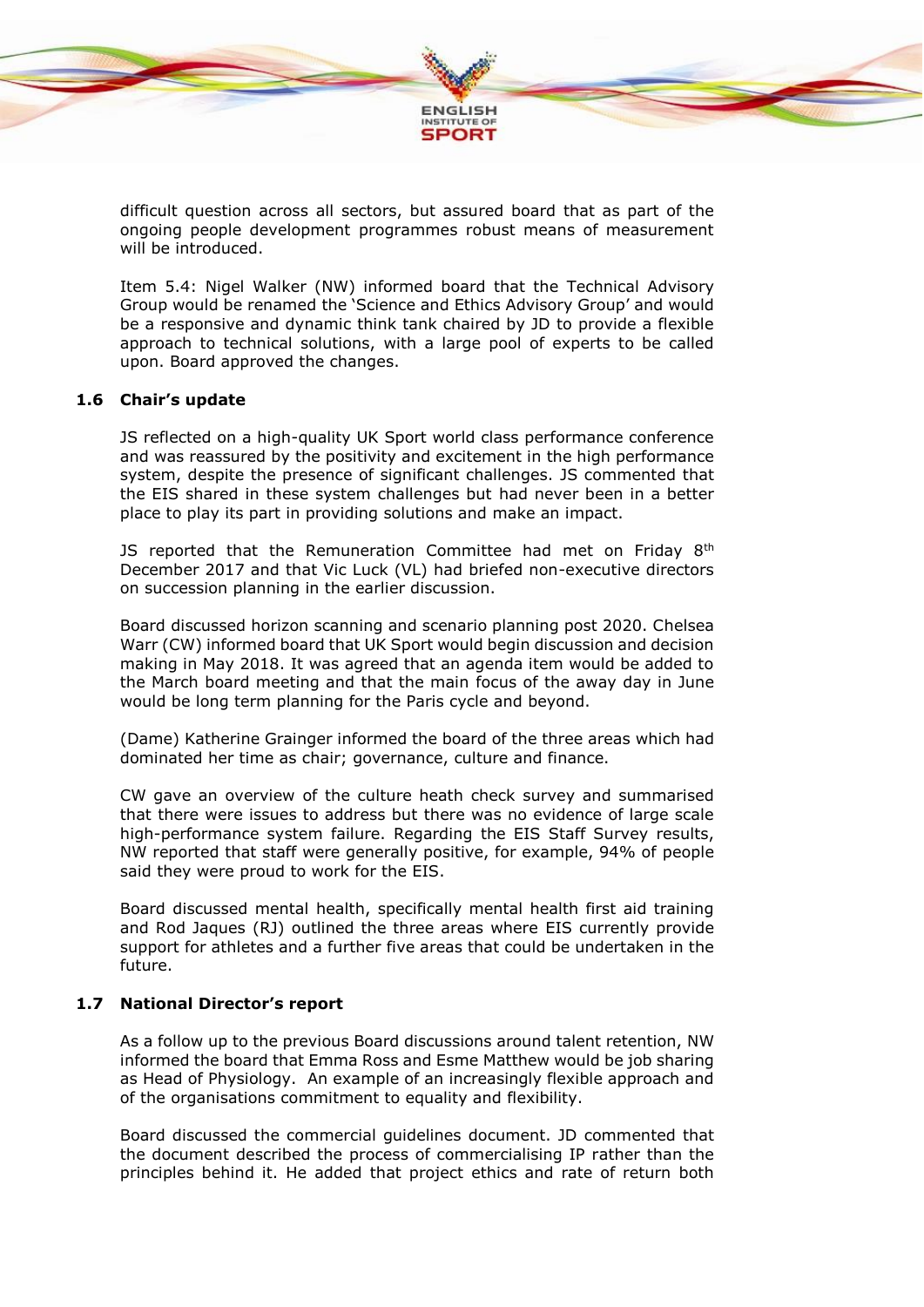difficult question across all sectors, but assured board that as part of the ongoing people development programmes robust means of measurement will be introduced.

Item 5.4: Nigel Walker (NW) informed board that the Technical Advisory Group would be renamed the 'Science and Ethics Advisory Group' and would be a responsive and dynamic think tank chaired by JD to provide a flexible approach to technical solutions, with a large pool of experts to be called upon. Board approved the changes.

### 1.6 Chair's update

JS reflected on a high-quality UK Sport world class performance conference and was reassured by the positivity and excitement in the high performance system, despite the presence of significant challenges. JS commented that the EIS shared in these system challenges but had never been in a better place to play its part in providing solutions and make an impact.

JS reported that the Remuneration Committee had met on Friday 8th December 2017 and that Vic Luck (VL) had briefed non-executive directors on succession planning in the earlier discussion.

Board discussed horizon scanning and scenario planning post 2020. Chelsea Warr (CW) informed board that UK Sport would begin discussion and decision making in May 2018. It was agreed that an agenda item would be added to the March board meeting and that the main focus of the away day in June would be long term planning for the Paris cycle and beyond.

(Dame) Katherine Grainger informed the board of the three areas which had dominated her time as chair; governance, culture and finance.

CW gave an overview of the culture heath check survey and summarised that there were issues to address but there was no evidence of large scale high-performance system failure. Regarding the EIS Staff Survey results, NW reported that staff were generally positive, for example, 94% of people said they were proud to work for the EIS.

Board discussed mental health, specifically mental health first aid training and Rod Jaques (RJ) outlined the three areas where EIS currently provide support for athletes and a further five areas that could be undertaken in the future.

### 1.7 National Director's report

As a follow up to the previous Board discussions around talent retention, NW informed the board that Emma Ross and Esme Matthew would be job sharing as Head of Physiology. An example of an increasingly flexible approach and of the organisations commitment to equality and flexibility.

Board discussed the commercial guidelines document. JD commented that the document described the process of commercialising IP rather than the principles behind it. He added that project ethics and rate of return both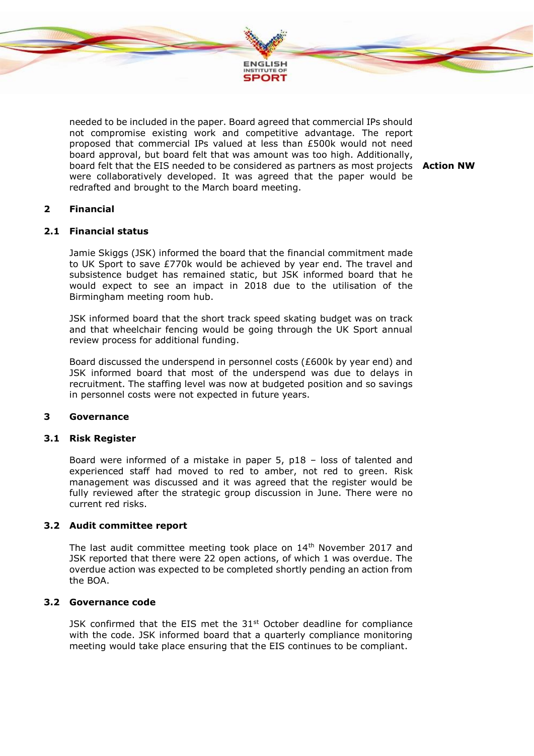needed to be included in the paper. Board agreed that commercial IPs should not compromise existing work and competitive advantage. The report proposed that commercial IPs valued at less than £500k would not need board approval, but board felt that was amount was too high. Additionally, board felt that the EIS needed to be considered as partners as most projects were collaboratively developed. It was agreed that the paper would be redrafted and brought to the March board meeting. **Action NW**

## 2 Financial

### 2.1 Financial status

Jamie Skiggs (JSK) informed the board that the financial commitment made to UK Sport to save £770k would be achieved by year end. The travel and subsistence budget has remained static, but JSK informed board that he would expect to see an impact in 2018 due to the utilisation of the Birmingham meeting room hub.

JSK informed board that the short track speed skating budget was on track and that wheelchair fencing would be going through the UK Sport annual review process for additional funding.

Board discussed the underspend in personnel costs (£600k by year end) and JSK informed board that most of the underspend was due to delays in recruitment. The staffing level was now at budgeted position and so savings in personnel costs were not expected in future years.

## 3 Governance

### 3.1 Risk Register

Board were informed of a mistake in paper 5, p18 – loss of talented and experienced staff had moved to red to amber, not red to green. Risk management was discussed and it was agreed that the register would be fully reviewed after the strategic group discussion in June. There were no current red risks.

### 3.2 Audit committee report

The last audit committee meeting took place on 14th November 2017 and JSK reported that there were 22 open actions, of which 1 was overdue. The overdue action was expected to be completed shortly pending an action from the BOA.

### 3.2 Governance code

JSK confirmed that the EIS met the 31st October deadline for compliance with the code. JSK informed board that a quarterly compliance monitoring meeting would take place ensuring that the EIS continues to be compliant.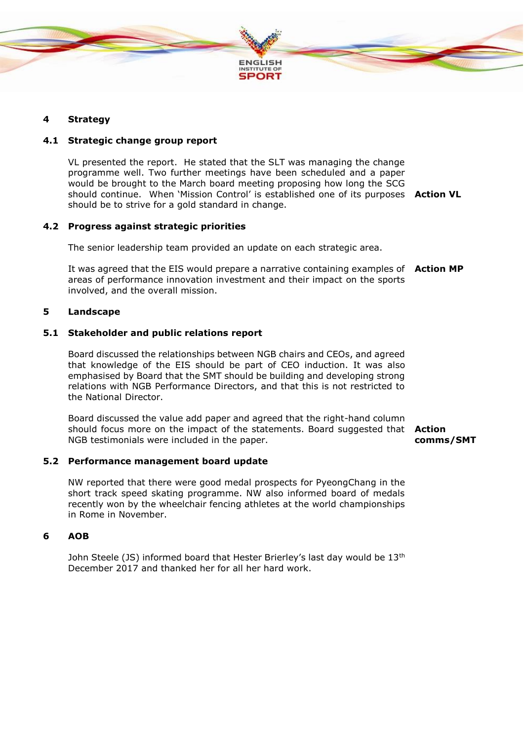## 4 Strategy

### 4.1 Strategic change group report

VL presented the report. He stated that the SLT was managing the change programme well. Two further meetings have been scheduled and a paper would be brought to the March board meeting proposing how long the SCG should continue. When 'Mission Control' is established one of its purposes should be to strive for a gold standard in change. **Action VL**

### 4.2 Progress against strategic priorities

The senior leadership team provided an update on each strategic area.

It was agreed that the EIS would prepare a narrative containing examples of areas of performance innovation investment and their impact on the sports involved, and the overall mission. **Action MP**

## 5 Landscape

### 5.1 Stakeholder and public relations report

Board discussed the relationships between NGB chairs and CEOs, and agreed that knowledge of the EIS should be part of CEO induction. It was also emphasised by Board that the SMT should be building and developing strong relations with NGB Performance Directors, and that this is not restricted to the National Director.

Board discussed the value add paper and agreed that the right-hand column should focus more on the impact of the statements. Board suggested that NGB testimonials were included in the paper. **Action comms/SMT**

### 5.2 Performance management board update

NW reported that there were good medal prospects for PyeongChang in the short track speed skating programme. NW also informed board of medals recently won by the wheelchair fencing athletes at the world championships in Rome in November.

## 6 AOB

John Steele (JS) informed board that Hester Brierley's last day would be 13th December 2017 and thanked her for all her hard work.